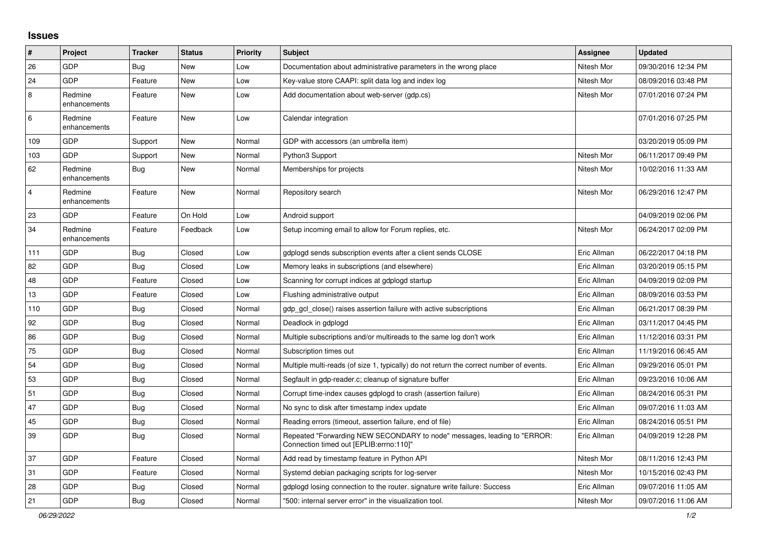## Issues

| # | Project | Tracker | Status | Priority | Subject | Assignee | Updated |
|---|---|---|---|---|---|---|---|
| 26 | GDP | Bug | New | Low | Documentation about administrative parameters in the wrong place | Nitesh Mor | 09/30/2016 12:34 PM |
| 24 | GDP | Feature | New | Low | Key-value store CAAPI: split data log and index log | Nitesh Mor | 08/09/2016 03:48 PM |
| 8 | Redmine enhancements | Feature | New | Low | Add documentation about web-server (gdp.cs) | Nitesh Mor | 07/01/2016 07:24 PM |
| 6 | Redmine enhancements | Feature | New | Low | Calendar integration | | 07/01/2016 07:25 PM |
| 109 | GDP | Support | New | Normal | GDP with accessors (an umbrella item) | | 03/20/2019 05:09 PM |
| 103 | GDP | Support | New | Normal | Python3 Support | Nitesh Mor | 06/11/2017 09:49 PM |
| 62 | Redmine enhancements | Bug | New | Normal | Memberships for projects | Nitesh Mor | 10/02/2016 11:33 AM |
| 4 | Redmine enhancements | Feature | New | Normal | Repository search | Nitesh Mor | 06/29/2016 12:47 PM |
| 23 | GDP | Feature | On Hold | Low | Android support | | 04/09/2019 02:06 PM |
| 34 | Redmine enhancements | Feature | Feedback | Low | Setup incoming email to allow for Forum replies, etc. | Nitesh Mor | 06/24/2017 02:09 PM |
| 111 | GDP | Bug | Closed | Low | gdplogd sends subscription events after a client sends CLOSE | Eric Allman | 06/22/2017 04:18 PM |
| 82 | GDP | Bug | Closed | Low | Memory leaks in subscriptions (and elsewhere) | Eric Allman | 03/20/2019 05:15 PM |
| 48 | GDP | Feature | Closed | Low | Scanning for corrupt indices at gdplogd startup | Eric Allman | 04/09/2019 02:09 PM |
| 13 | GDP | Feature | Closed | Low | Flushing administrative output | Eric Allman | 08/09/2016 03:53 PM |
| 110 | GDP | Bug | Closed | Normal | gdp_gcl_close() raises assertion failure with active subscriptions | Eric Allman | 06/21/2017 08:39 PM |
| 92 | GDP | Bug | Closed | Normal | Deadlock in gdplogd | Eric Allman | 03/11/2017 04:45 PM |
| 86 | GDP | Bug | Closed | Normal | Multiple subscriptions and/or multireads to the same log don't work | Eric Allman | 11/12/2016 03:31 PM |
| 75 | GDP | Bug | Closed | Normal | Subscription times out | Eric Allman | 11/19/2016 06:45 AM |
| 54 | GDP | Bug | Closed | Normal | Multiple multi-reads (of size 1, typically) do not return the correct number of events. | Eric Allman | 09/29/2016 05:01 PM |
| 53 | GDP | Bug | Closed | Normal | Segfault in gdp-reader.c; cleanup of signature buffer | Eric Allman | 09/23/2016 10:06 AM |
| 51 | GDP | Bug | Closed | Normal | Corrupt time-index causes gdplogd to crash (assertion failure) | Eric Allman | 08/24/2016 05:31 PM |
| 47 | GDP | Bug | Closed | Normal | No sync to disk after timestamp index update | Eric Allman | 09/07/2016 11:03 AM |
| 45 | GDP | Bug | Closed | Normal | Reading errors (timeout, assertion failure, end of file) | Eric Allman | 08/24/2016 05:51 PM |
| 39 | GDP | Bug | Closed | Normal | Repeated "Forwarding NEW SECONDARY to node" messages, leading to "ERROR: Connection timed out [EPLIB:errno:110]" | Eric Allman | 04/09/2019 12:28 PM |
| 37 | GDP | Feature | Closed | Normal | Add read by timestamp feature in Python API | Nitesh Mor | 08/11/2016 12:43 PM |
| 31 | GDP | Feature | Closed | Normal | Systemd debian packaging scripts for log-server | Nitesh Mor | 10/15/2016 02:43 PM |
| 28 | GDP | Bug | Closed | Normal | gdplogd losing connection to the router. signature write failure: Success | Eric Allman | 09/07/2016 11:05 AM |
| 21 | GDP | Bug | Closed | Normal | "500: internal server error" in the visualization tool. | Nitesh Mor | 09/07/2016 11:06 AM |

*06/29/2022*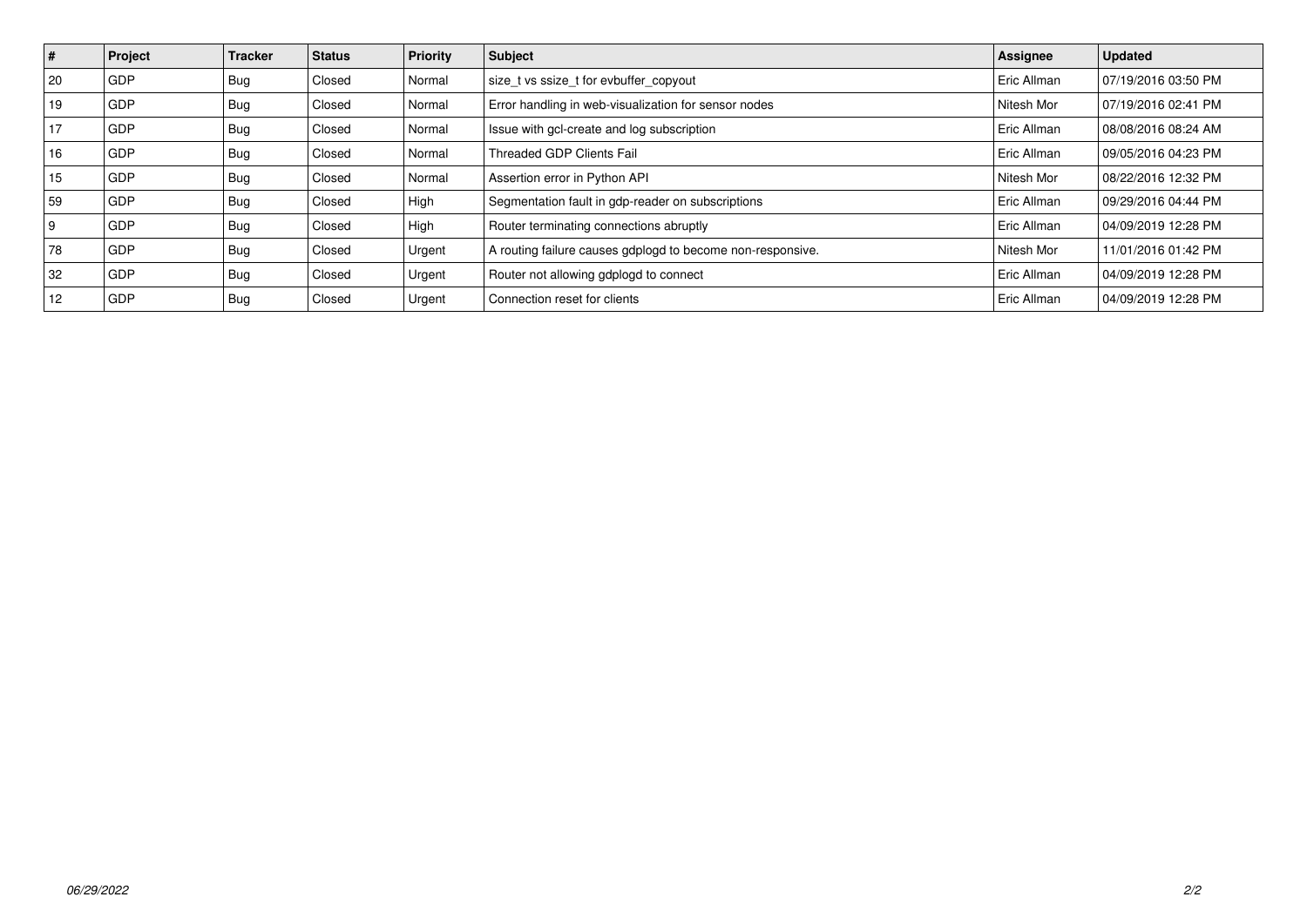| # | Project | Tracker | Status | Priority | Subject | Assignee | Updated |
|---|---|---|---|---|---|---|---|
| 20 | GDP | Bug | Closed | Normal | size_t vs ssize_t for evbuffer_copyout | Eric Allman | 07/19/2016 03:50 PM |
| 19 | GDP | Bug | Closed | Normal | Error handling in web-visualization for sensor nodes | Nitesh Mor | 07/19/2016 02:41 PM |
| 17 | GDP | Bug | Closed | Normal | Issue with gcl-create and log subscription | Eric Allman | 08/08/2016 08:24 AM |
| 16 | GDP | Bug | Closed | Normal | Threaded GDP Clients Fail | Eric Allman | 09/05/2016 04:23 PM |
| 15 | GDP | Bug | Closed | Normal | Assertion error in Python API | Nitesh Mor | 08/22/2016 12:32 PM |
| 59 | GDP | Bug | Closed | High | Segmentation fault in gdp-reader on subscriptions | Eric Allman | 09/29/2016 04:44 PM |
| 9 | GDP | Bug | Closed | High | Router terminating connections abruptly | Eric Allman | 04/09/2019 12:28 PM |
| 78 | GDP | Bug | Closed | Urgent | A routing failure causes gdplogd to become non-responsive. | Nitesh Mor | 11/01/2016 01:42 PM |
| 32 | GDP | Bug | Closed | Urgent | Router not allowing gdplogd to connect | Eric Allman | 04/09/2019 12:28 PM |
| 12 | GDP | Bug | Closed | Urgent | Connection reset for clients | Eric Allman | 04/09/2019 12:28 PM |